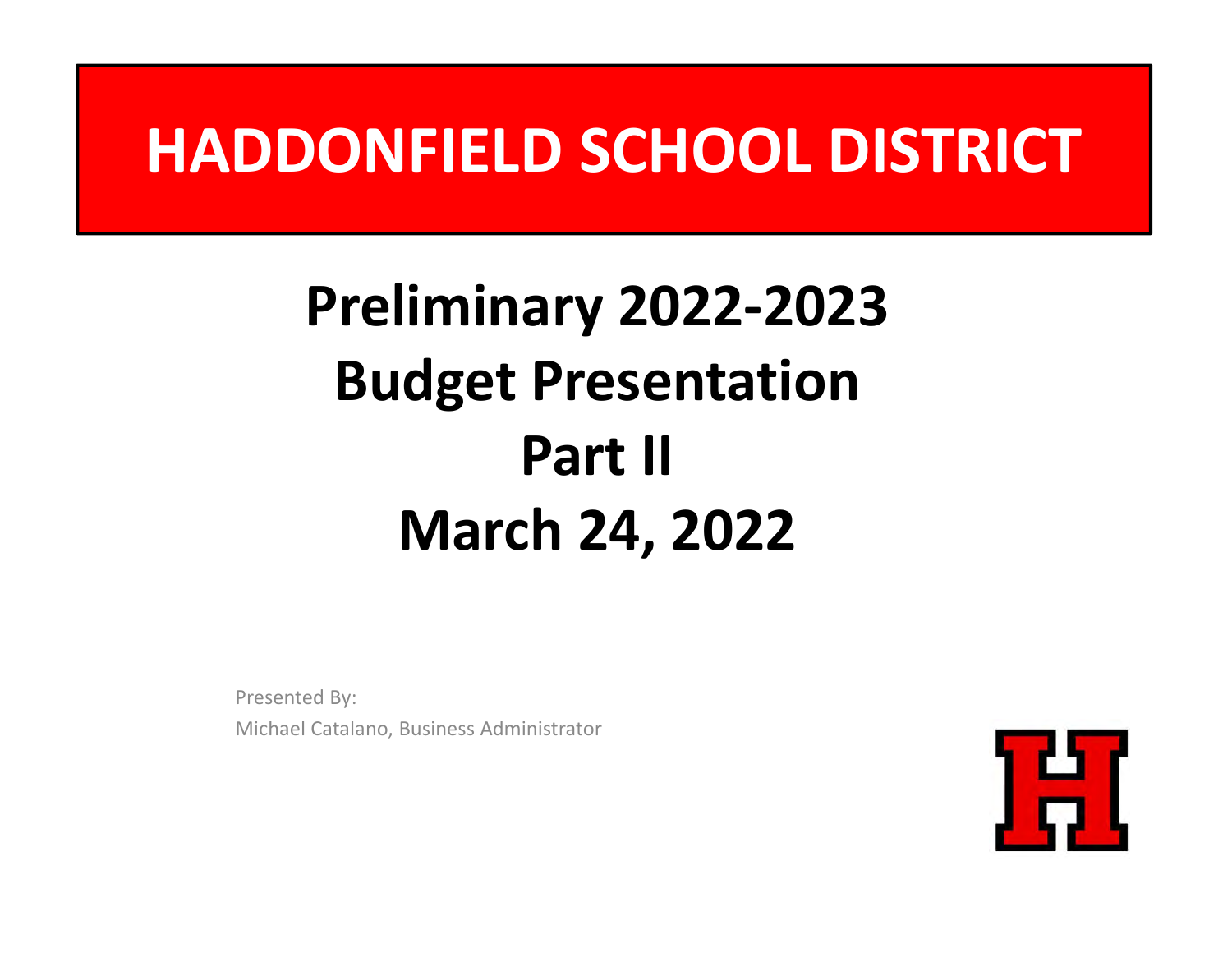# HADDONFIELD SCHOOL DISTRICT

## Preliminary 2022-2023 Budget Presentation Part II March 24, 2022

Presented By:
Michael Catalano, Business Administrator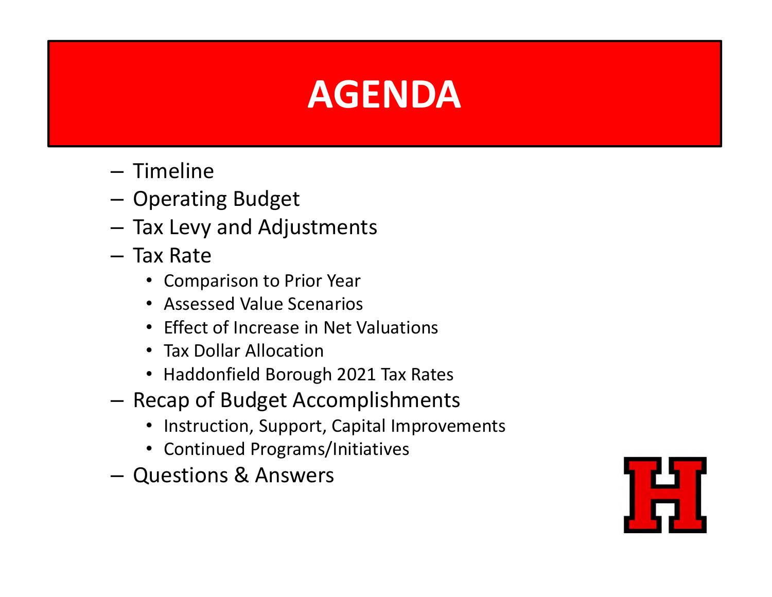# AGENDA

- Timeline
- Operating Budget
- Tax Levy and Adjustments
- Tax Rate
  - Comparison to Prior Year
  - Assessed Value Scenarios
  - Effect of Increase in Net Valuations
  - Tax Dollar Allocation
  - Haddonfield Borough 2021 Tax Rates
- Recap of Budget Accomplishments
  - Instruction, Support, Capital Improvements
  - Continued Programs/Initiatives
- Questions & Answers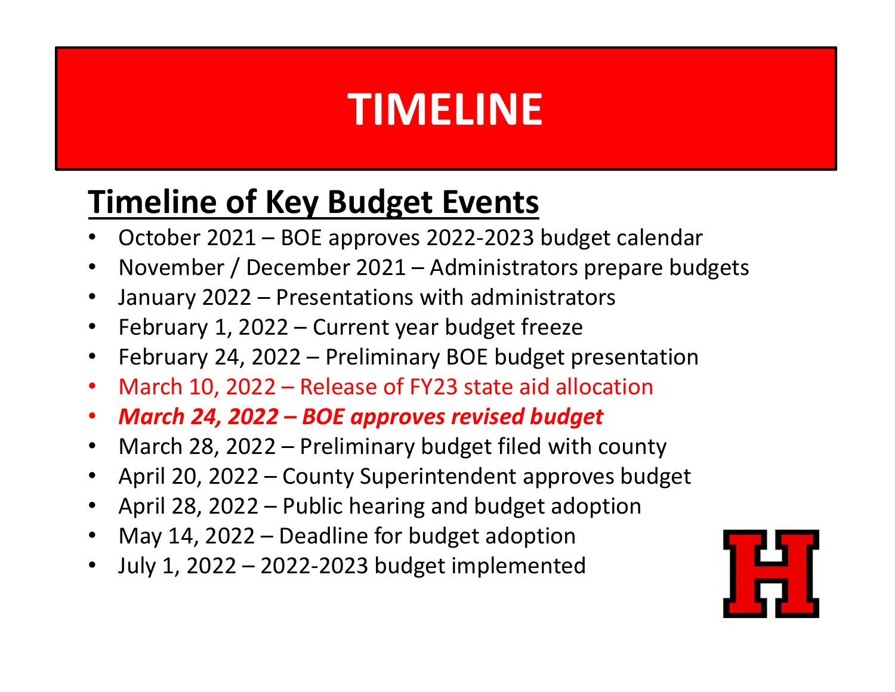# TIMELINE

## Timeline of Key Budget Events

- October 2021 – BOE approves 2022-2023 budget calendar
- November / December 2021 – Administrators prepare budgets
- January 2022 – Presentations with administrators
- February 1, 2022 – Current year budget freeze
- February 24, 2022 – Preliminary BOE budget presentation
- March 10, 2022 – Release of FY23 state aid allocation
- ***March 24, 2022 – BOE approves revised budget***
- March 28, 2022 – Preliminary budget filed with county
- April 20, 2022 – County Superintendent approves budget
- April 28, 2022 – Public hearing and budget adoption
- May 14, 2022 – Deadline for budget adoption
- July 1, 2022 – 2022-2023 budget implemented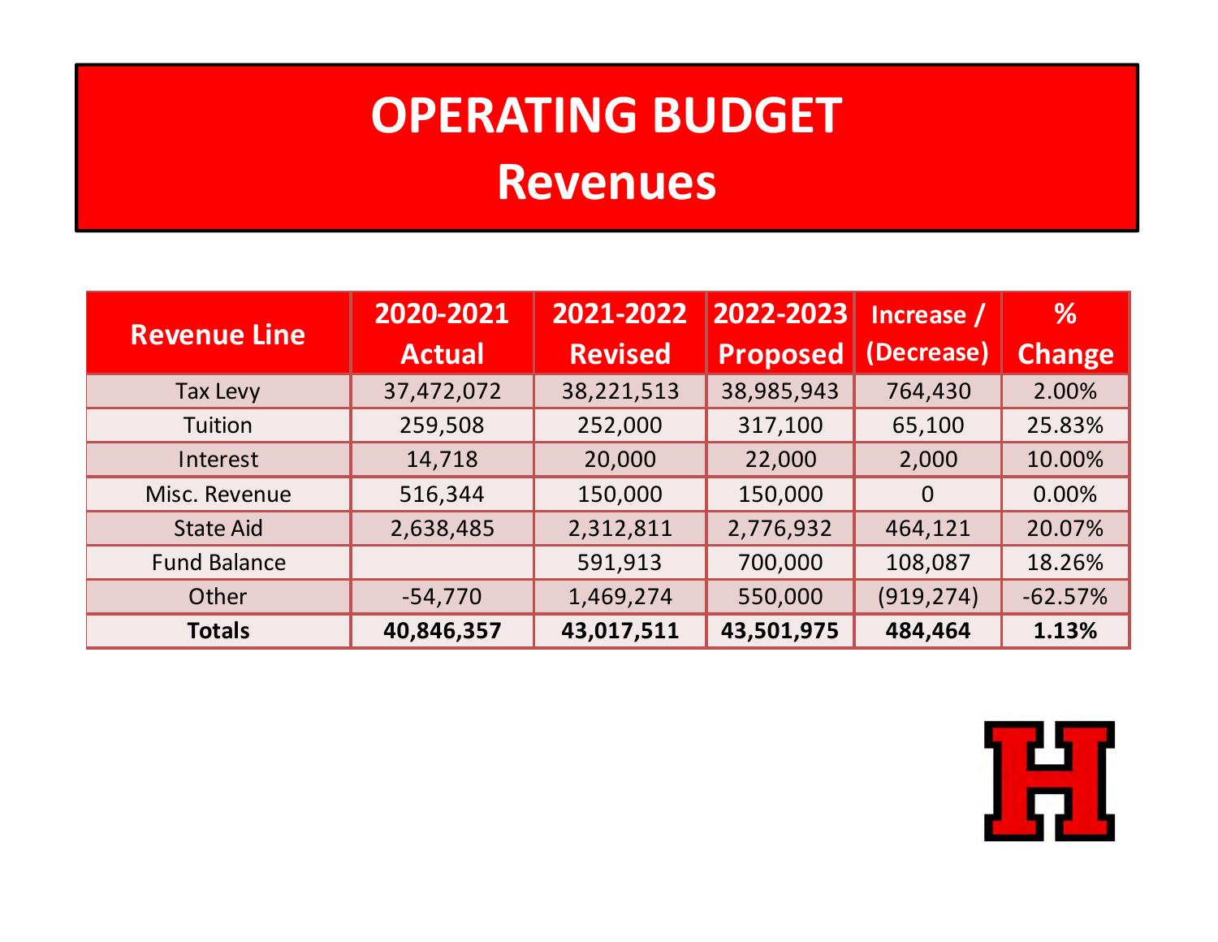# OPERATING BUDGET
## Revenues

| Revenue Line | 2020-2021 Actual | 2021-2022 Revised | 2022-2023 Proposed | Increase / (Decrease) | % Change |
|---|---|---|---|---|---|
| Tax Levy | 37,472,072 | 38,221,513 | 38,985,943 | 764,430 | 2.00% |
| Tuition | 259,508 | 252,000 | 317,100 | 65,100 | 25.83% |
| Interest | 14,718 | 20,000 | 22,000 | 2,000 | 10.00% |
| Misc. Revenue | 516,344 | 150,000 | 150,000 | 0 | 0.00% |
| State Aid | 2,638,485 | 2,312,811 | 2,776,932 | 464,121 | 20.07% |
| Fund Balance | | 591,913 | 700,000 | 108,087 | 18.26% |
| Other | -54,770 | 1,469,274 | 550,000 | (919,274) | -62.57% |
| **Totals** | **40,846,357** | **43,017,511** | **43,501,975** | **484,464** | **1.13%** |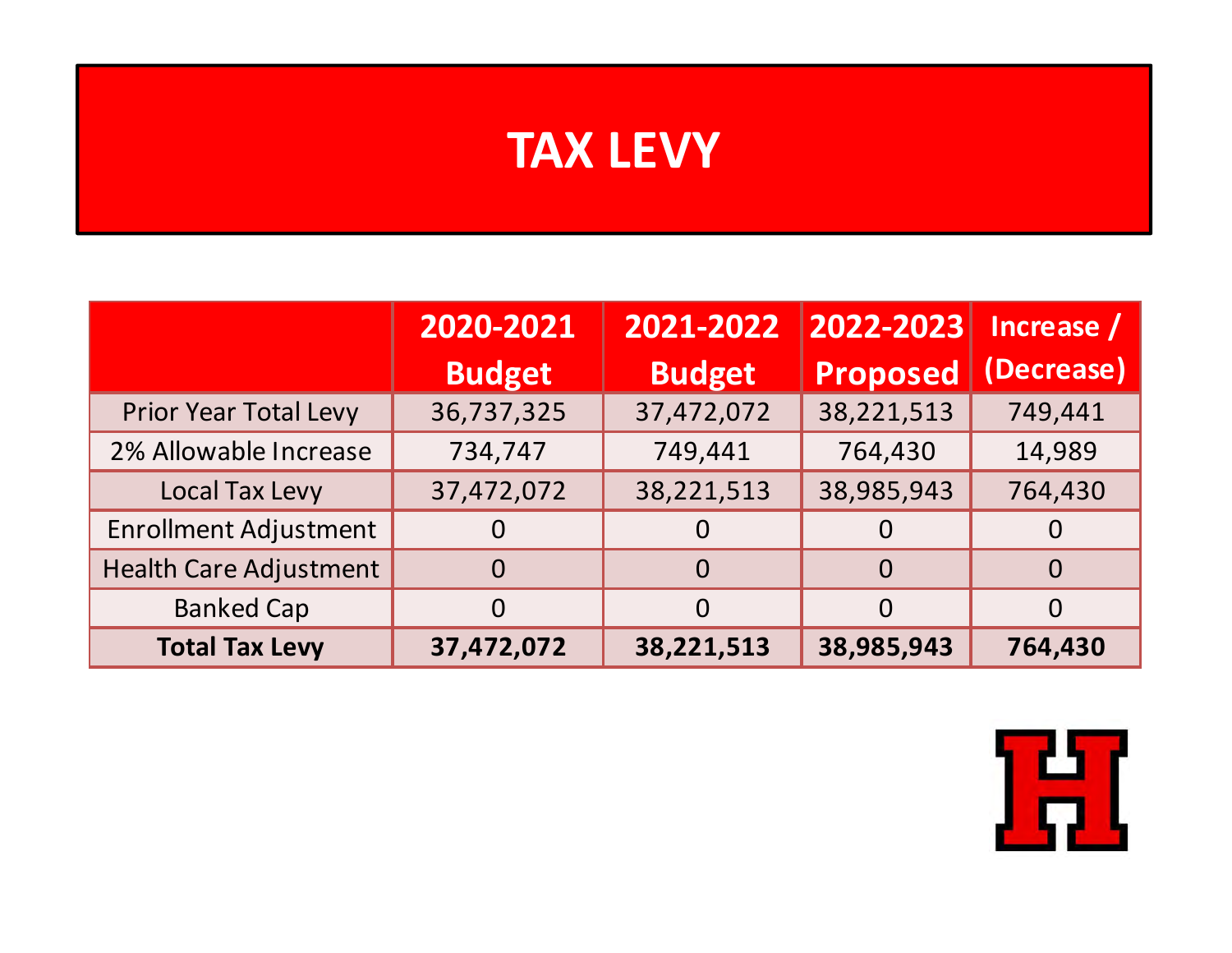# TAX LEVY

| | 2020-2021 Budget | 2021-2022 Budget | 2022-2023 Proposed | Increase / (Decrease) |
|---|---|---|---|---|
| Prior Year Total Levy | 36,737,325 | 37,472,072 | 38,221,513 | 749,441 |
| 2% Allowable Increase | 734,747 | 749,441 | 764,430 | 14,989 |
| Local Tax Levy | 37,472,072 | 38,221,513 | 38,985,943 | 764,430 |
| Enrollment Adjustment | 0 | 0 | 0 | 0 |
| Health Care Adjustment | 0 | 0 | 0 | 0 |
| Banked Cap | 0 | 0 | 0 | 0 |
| **Total Tax Levy** | **37,472,072** | **38,221,513** | **38,985,943** | **764,430** |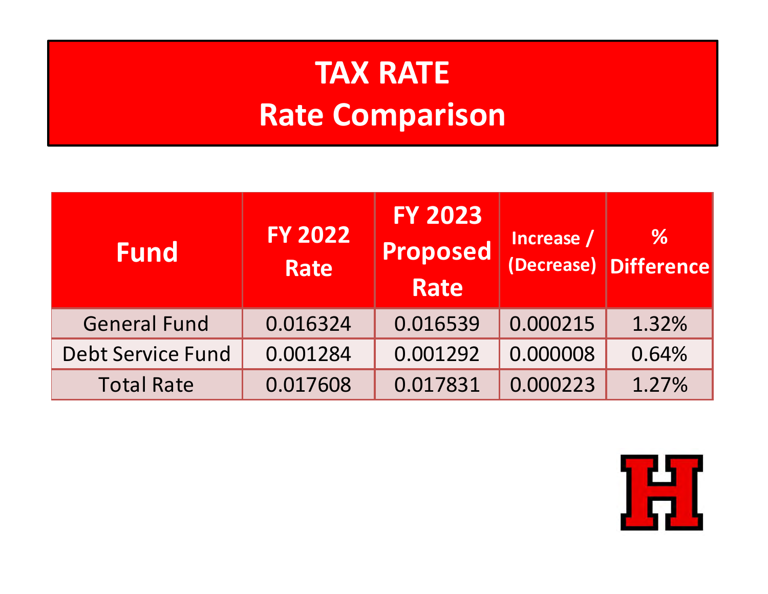# TAX RATE
## Rate Comparison

| Fund | FY 2022 Rate | FY 2023 Proposed Rate | Increase / (Decrease) | % Difference |
|---|---|---|---|---|
| General Fund | 0.016324 | 0.016539 | 0.000215 | 1.32% |
| Debt Service Fund | 0.001284 | 0.001292 | 0.000008 | 0.64% |
| Total Rate | 0.017608 | 0.017831 | 0.000223 | 1.27% |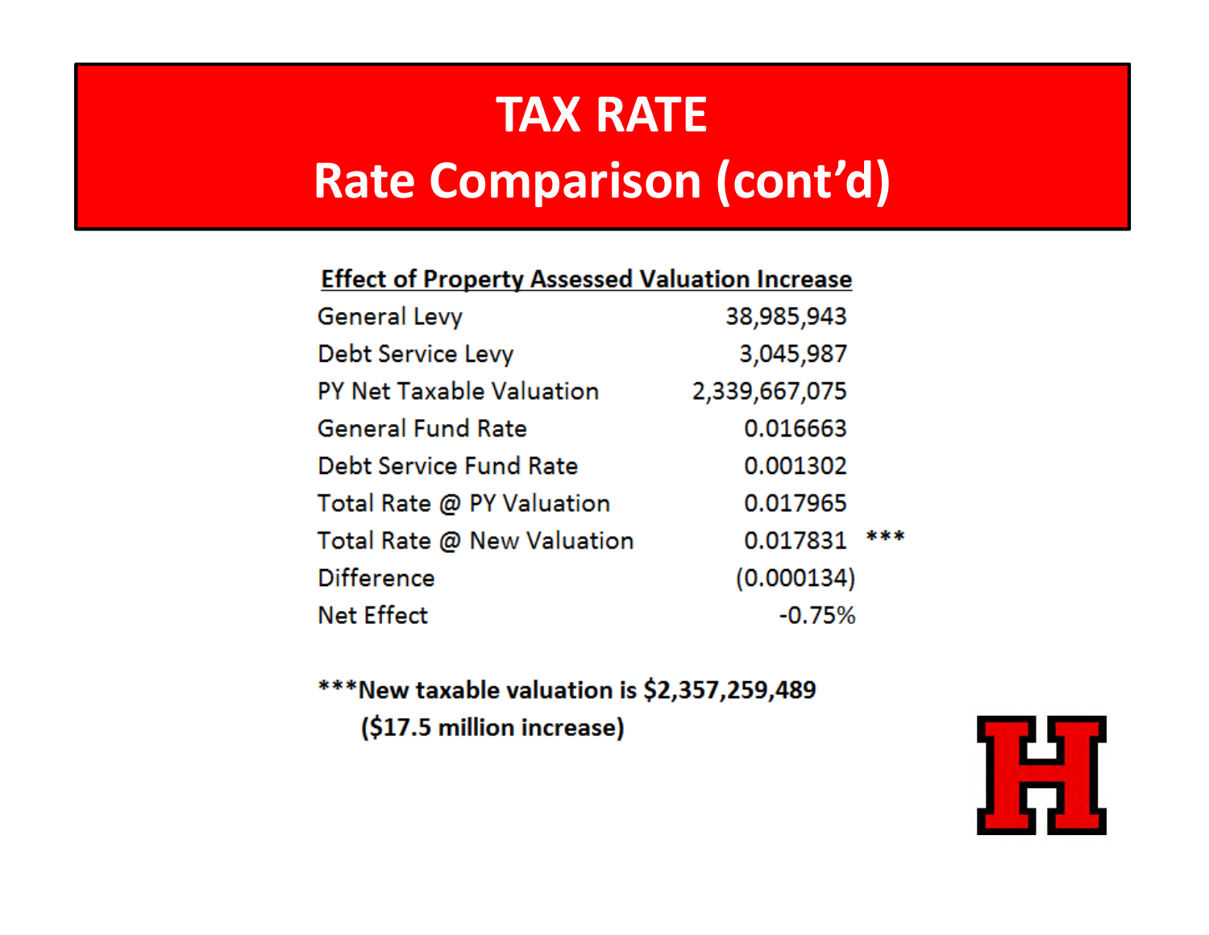# TAX RATE

## Rate Comparison (cont'd)

| **Effect of Property Assessed Valuation Increase** | | |
|---|---|---|
| General Levy | 38,985,943 | |
| Debt Service Levy | 3,045,987 | |
| PY Net Taxable Valuation | 2,339,667,075 | |
| General Fund Rate | 0.016663 | |
| Debt Service Fund Rate | 0.001302 | |
| Total Rate @ PY Valuation | 0.017965 | |
| Total Rate @ New Valuation | 0.017831 | *** |
| Difference | (0.000134) | |
| Net Effect | -0.75% | |

**\*\*\*New taxable valuation is $2,357,259,489 ($17.5 million increase)**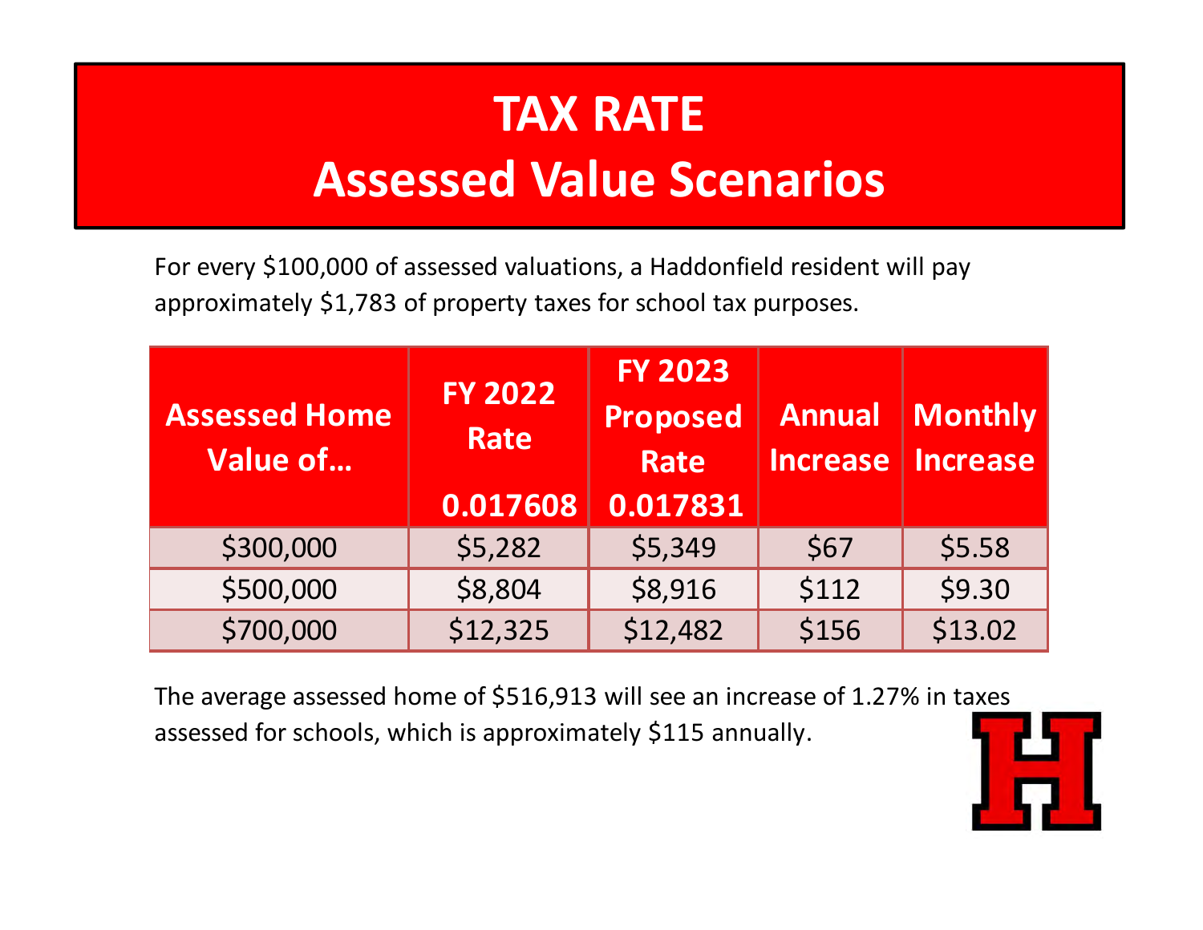# TAX RATE
# Assessed Value Scenarios

For every $100,000 of assessed valuations, a Haddonfield resident will pay approximately $1,783 of property taxes for school tax purposes.

| Assessed Home Value of… | FY 2022 Rate 0.017608 | FY 2023 Proposed Rate 0.017831 | Annual Increase | Monthly Increase |
|---|---|---|---|---|
| $300,000 | $5,282 | $5,349 | $67 | $5.58 |
| $500,000 | $8,804 | $8,916 | $112 | $9.30 |
| $700,000 | $12,325 | $12,482 | $156 | $13.02 |

The average assessed home of $516,913 will see an increase of 1.27% in taxes assessed for schools, which is approximately $115 annually.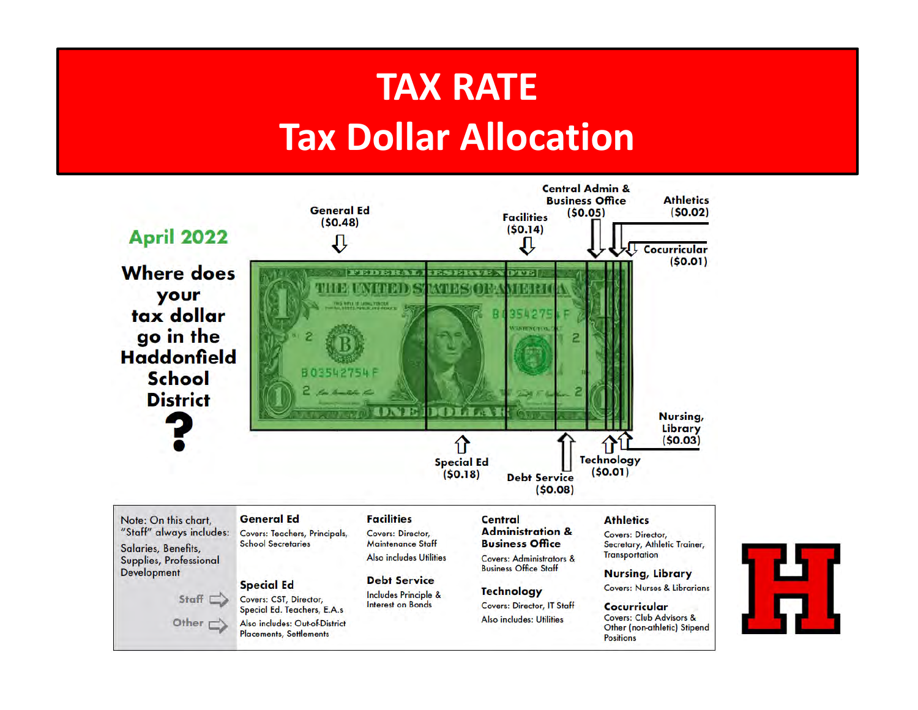# TAX RATE
# Tax Dollar Allocation

**April 2022**

**Where does your tax dollar go in the Haddonfield School District?**

- **General Ed** ($0.48)
- **Special Ed** ($0.18)
- **Facilities** ($0.14)
- **Debt Service** ($0.08)
- **Central Admin & Business Office** ($0.05)
- **Nursing, Library** ($0.03)
- **Athletics** ($0.02)
- **Technology** ($0.01)
- **Cocurricular** ($0.01)

Note: On this chart, "Staff" always includes: Salaries, Benefits, Supplies, Professional Development

Staff ⇨
Other ⇨

**General Ed**
Covers: Teachers, Principals, School Secretaries

**Special Ed**
Covers: CST, Director, Special Ed. Teachers, E.A.s
Also includes: Out-of-District Placements, Settlements

**Facilities**
Covers: Director, Maintenance Staff
Also includes Utilities

**Debt Service**
Includes Principle & Interest on Bonds

**Central Administration & Business Office**
Covers: Administrators & Business Office Staff

**Technology**
Covers: Director, IT Staff
Also includes: Utilities

**Athletics**
Covers: Director, Secretary, Athletic Trainer, Transportation

**Nursing, Library**
Covers: Nurses & Librarians

**Cocurricular**
Covers: Club Advisors & Other (non-athletic) Stipend Positions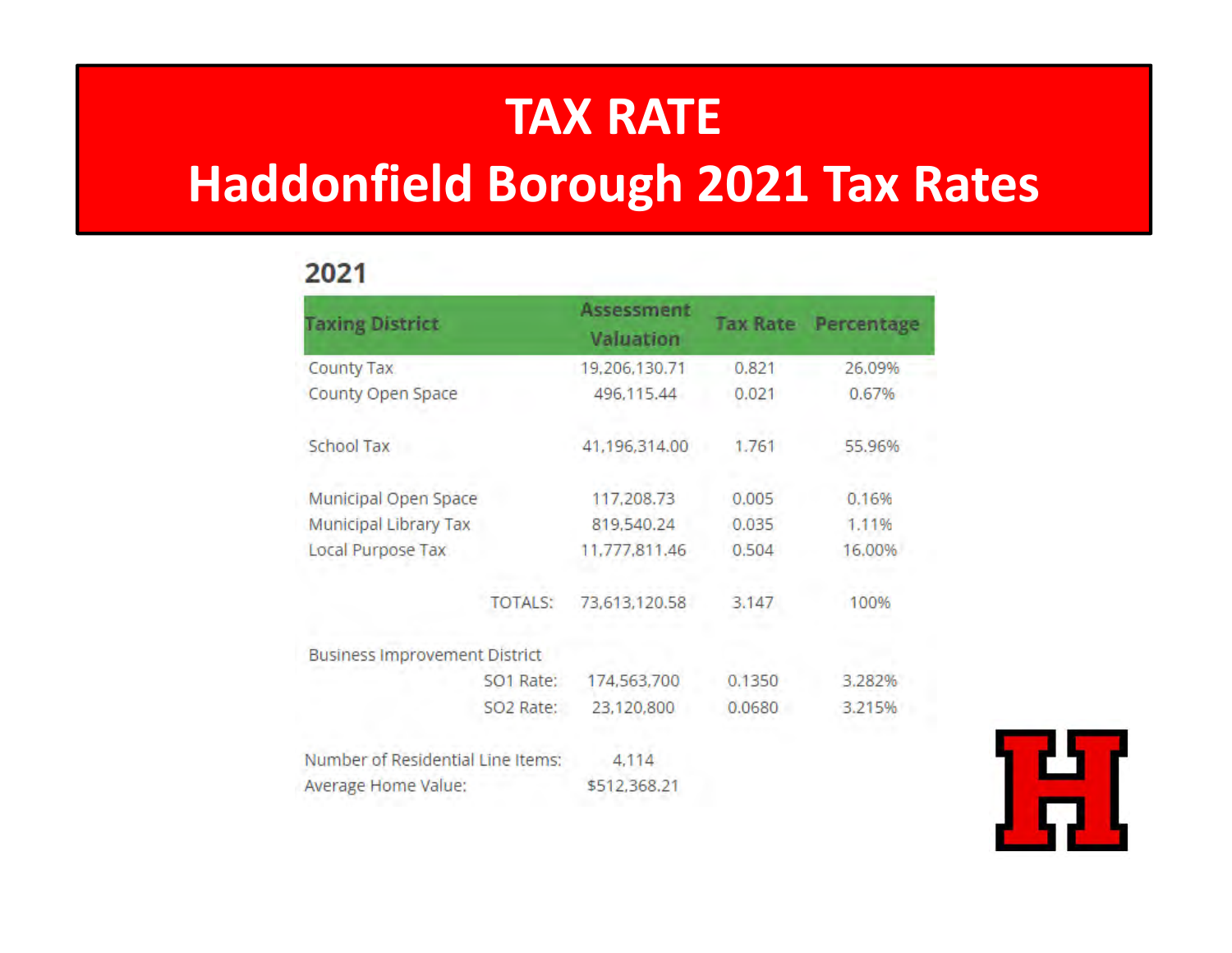# TAX RATE

# Haddonfield Borough 2021 Tax Rates

## 2021

| Taxing District | Assessment Valuation | Tax Rate | Percentage |
|---|---|---|---|
| County Tax | 19,206,130.71 | 0.821 | 26.09% |
| County Open Space | 496,115.44 | 0.021 | 0.67% |
| School Tax | 41,196,314.00 | 1.761 | 55.96% |
| Municipal Open Space | 117,208.73 | 0.005 | 0.16% |
| Municipal Library Tax | 819,540.24 | 0.035 | 1.11% |
| Local Purpose Tax | 11,777,811.46 | 0.504 | 16.00% |
| TOTALS: | 73,613,120.58 | 3.147 | 100% |
| Business Improvement District | | | |
| SO1 Rate: | 174,563,700 | 0.1350 | 3.282% |
| SO2 Rate: | 23,120,800 | 0.0680 | 3.215% |
| Number of Residential Line Items: | 4,114 | | |
| Average Home Value: | $512,368.21 | | |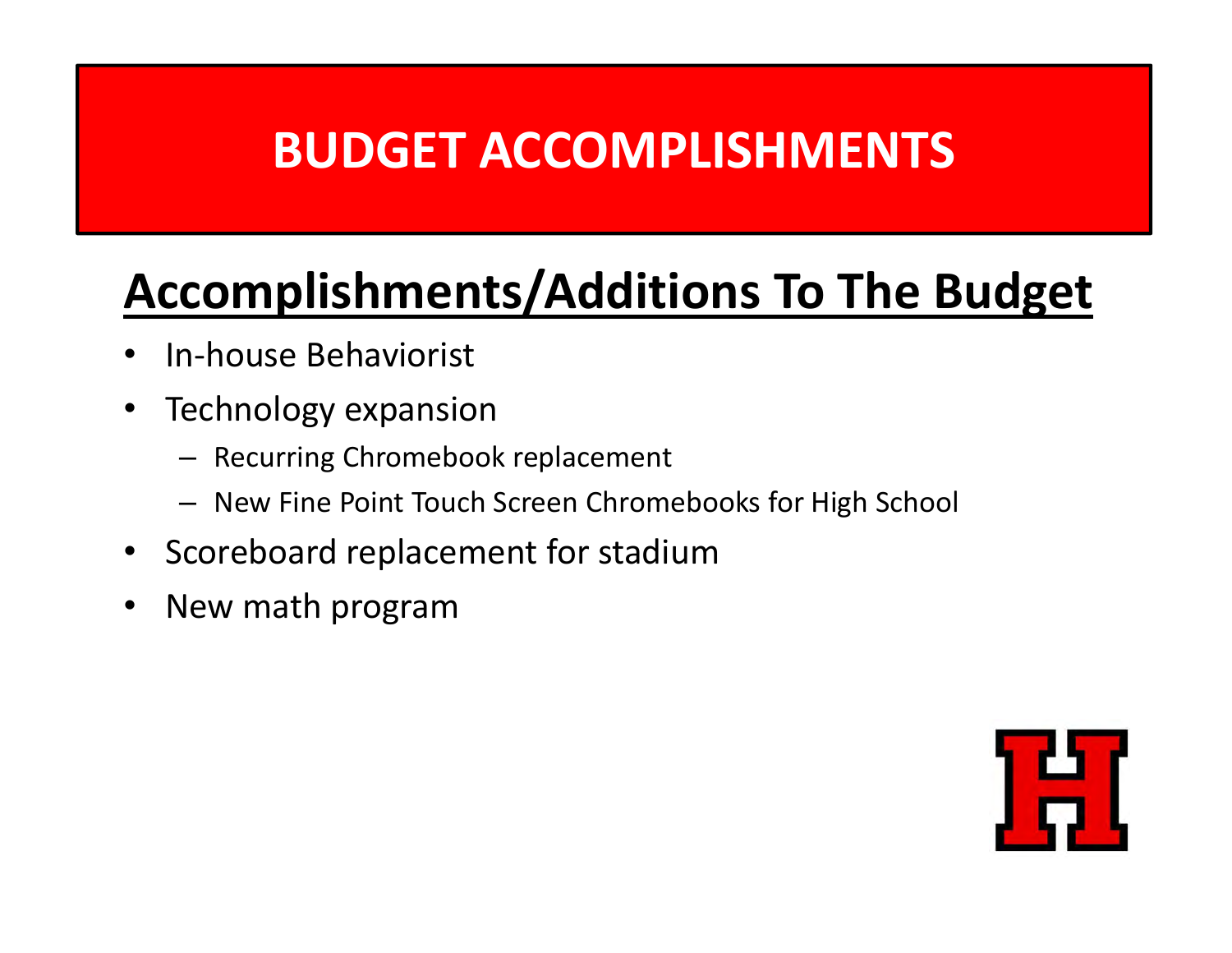# BUDGET ACCOMPLISHMENTS

## Accomplishments/Additions To The Budget

- In-house Behaviorist
- Technology expansion
  - Recurring Chromebook replacement
  - New Fine Point Touch Screen Chromebooks for High School
- Scoreboard replacement for stadium
- New math program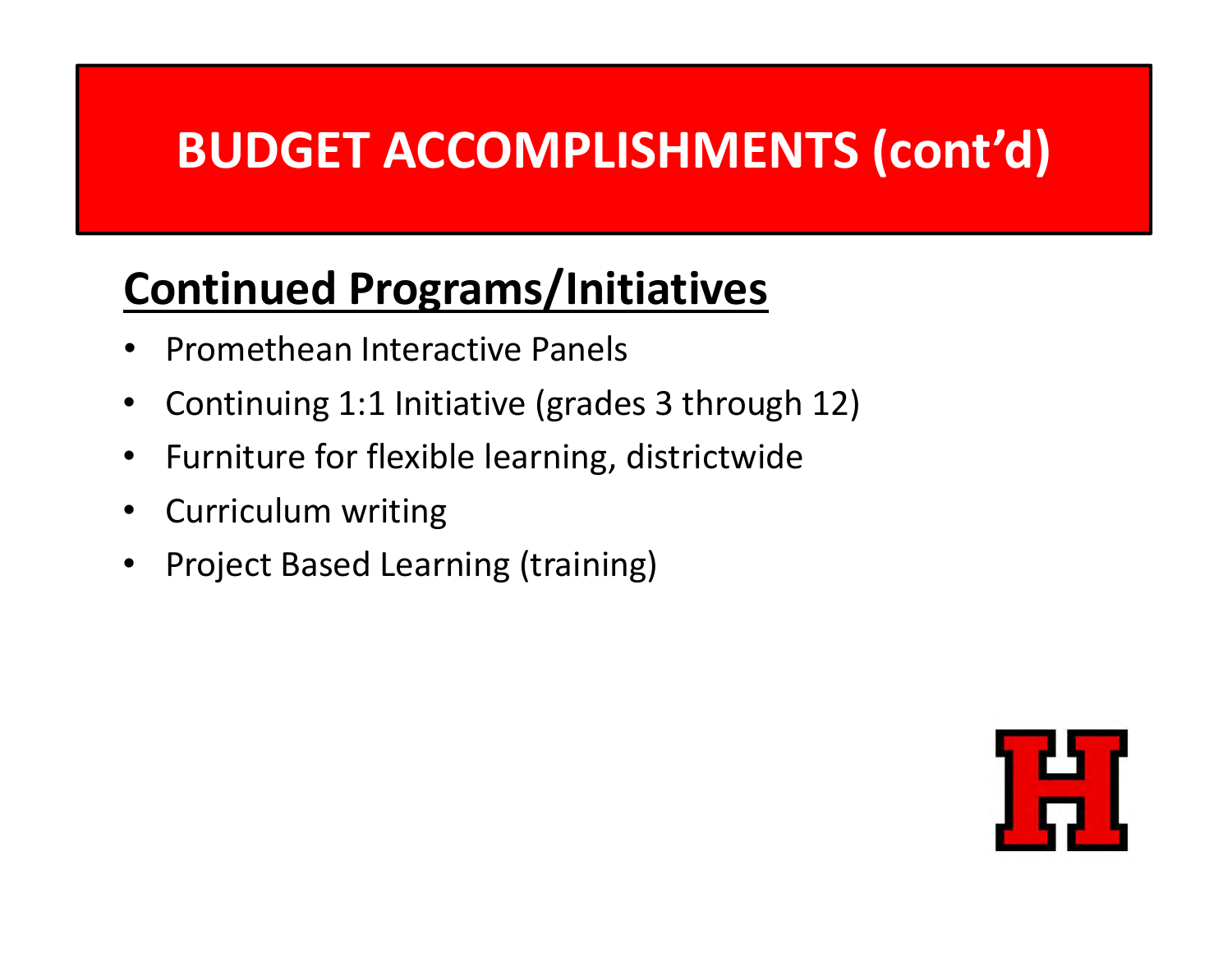# BUDGET ACCOMPLISHMENTS (cont'd)

## Continued Programs/Initiatives

- Promethean Interactive Panels
- Continuing 1:1 Initiative (grades 3 through 12)
- Furniture for flexible learning, districtwide
- Curriculum writing
- Project Based Learning (training)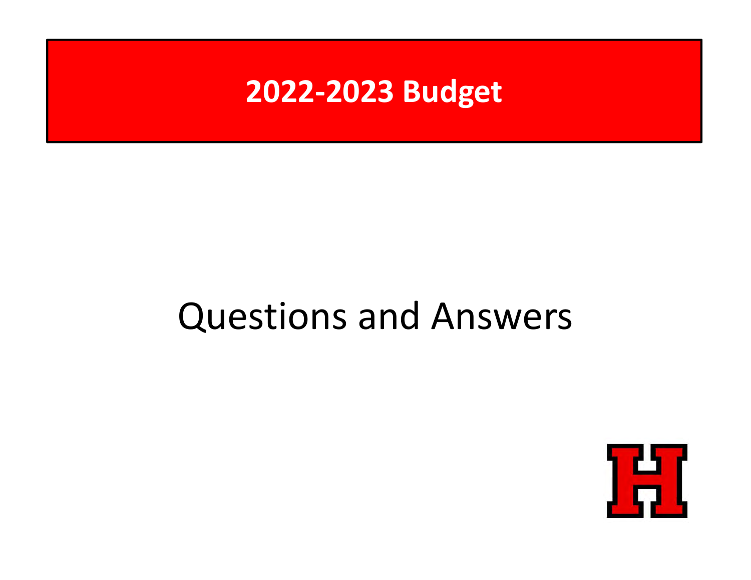# 2022-2023 Budget

Questions and Answers